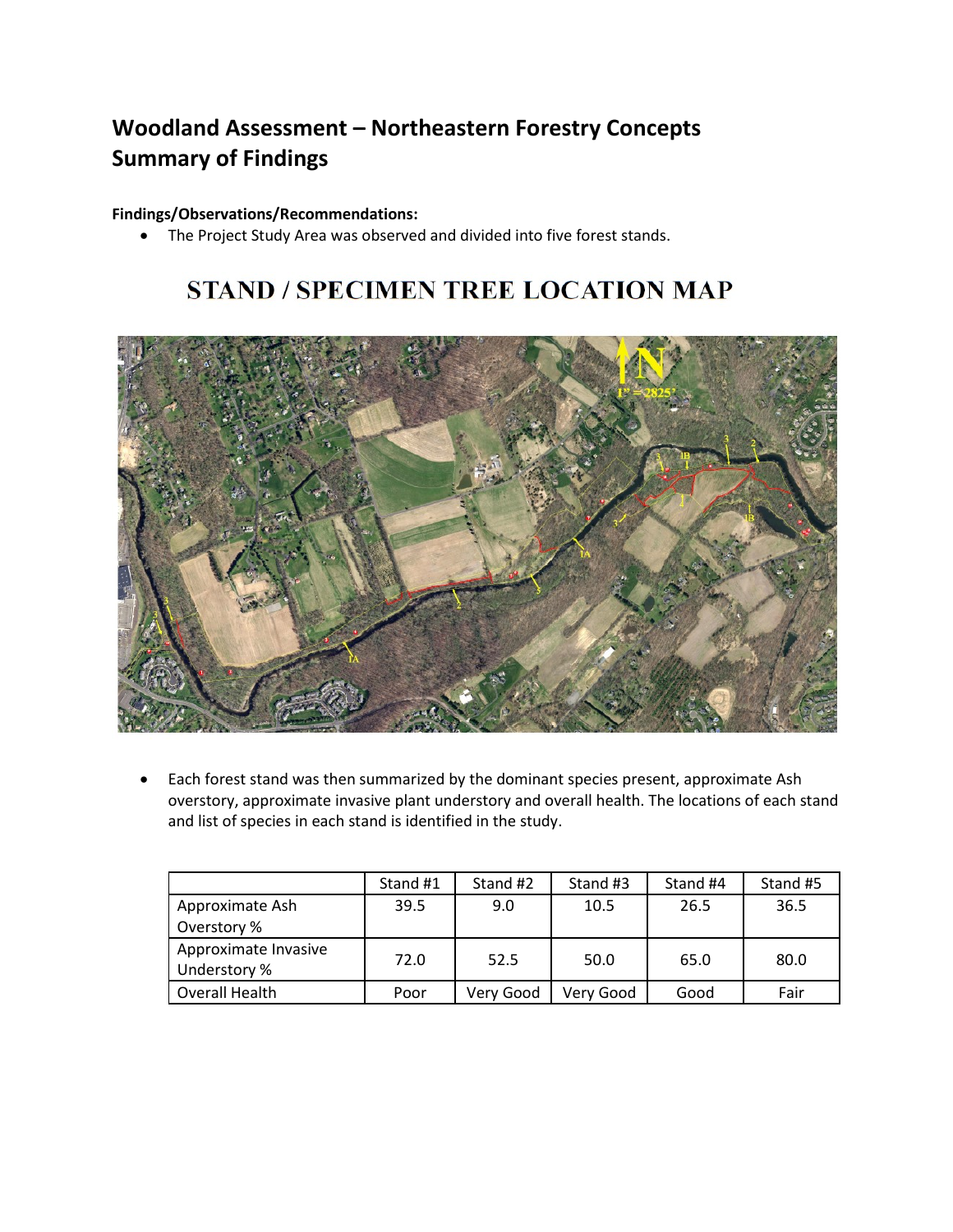# Woodland Assessment – Northeastern Forestry Concepts
# Summary of Findings

**Findings/Observations/Recommendations:**

- The Project Study Area was observed and divided into five forest stands.

## STAND / SPECIMEN TREE LOCATION MAP

- Each forest stand was then summarized by the dominant species present, approximate Ash overstory, approximate invasive plant understory and overall health. The locations of each stand and list of species in each stand is identified in the study.

| | Stand #1 | Stand #2 | Stand #3 | Stand #4 | Stand #5 |
|---|---|---|---|---|---|
| Approximate Ash Overstory % | 39.5 | 9.0 | 10.5 | 26.5 | 36.5 |
| Approximate Invasive Understory % | 72.0 | 52.5 | 50.0 | 65.0 | 80.0 |
| Overall Health | Poor | Very Good | Very Good | Good | Fair |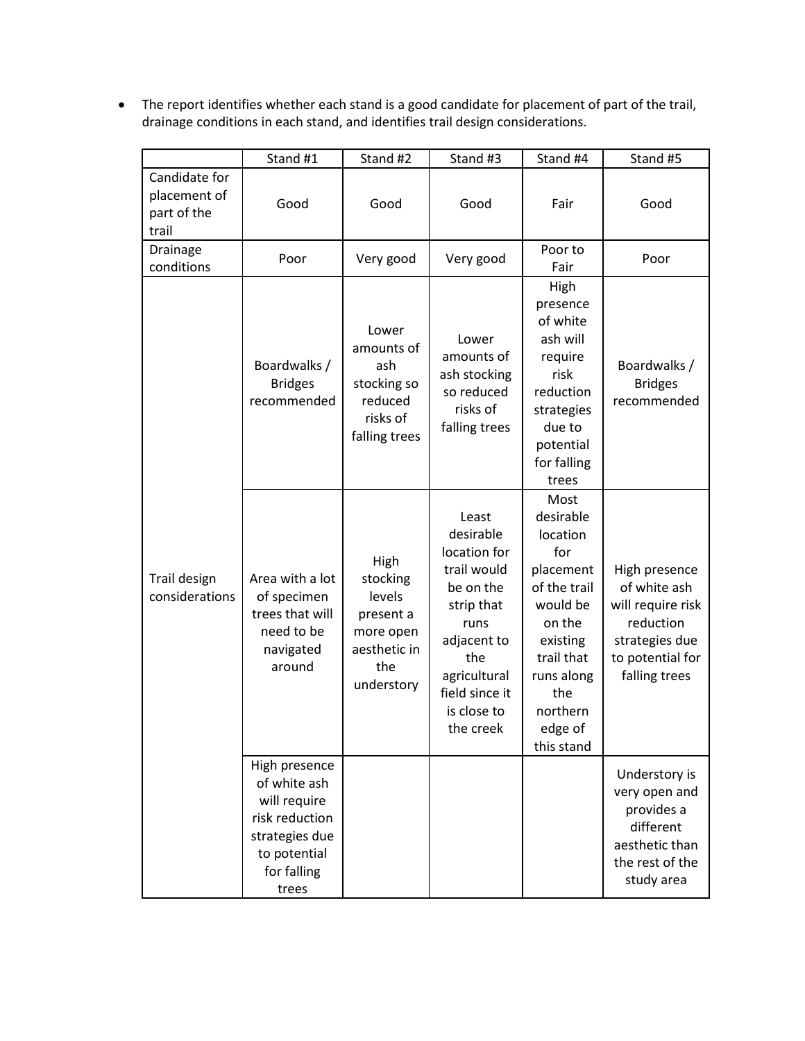- The report identifies whether each stand is a good candidate for placement of part of the trail, drainage conditions in each stand, and identifies trail design considerations.

| | Stand #1 | Stand #2 | Stand #3 | Stand #4 | Stand #5 |
|---|---|---|---|---|---|
| Candidate for placement of part of the trail | Good | Good | Good | Fair | Good |
| Drainage conditions | Poor | Very good | Very good | Poor to Fair | Poor |
| Trail design considerations | Boardwalks / Bridges recommended | Lower amounts of ash stocking so reduced risks of falling trees | Lower amounts of ash stocking so reduced risks of falling trees | High presence of white ash will require risk reduction strategies due to potential for falling trees | Boardwalks / Bridges recommended |
| | Area with a lot of specimen trees that will need to be navigated around | High stocking levels present a more open aesthetic in the understory | Least desirable location for trail would be on the strip that runs adjacent to the agricultural field since it is close to the creek | Most desirable location for placement of the trail would be on the existing trail that runs along the northern edge of this stand | High presence of white ash will require risk reduction strategies due to potential for falling trees |
| | High presence of white ash will require risk reduction strategies due to potential for falling trees | | | | Understory is very open and provides a different aesthetic than the rest of the study area |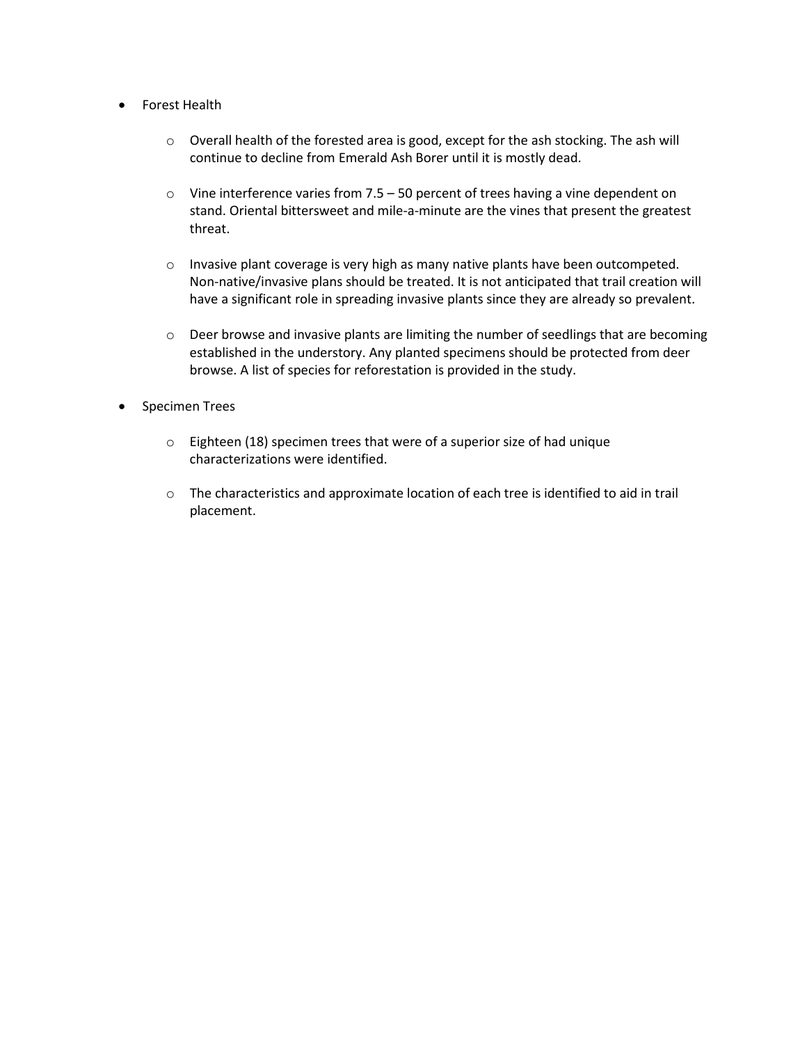- Forest Health
  - Overall health of the forested area is good, except for the ash stocking. The ash will continue to decline from Emerald Ash Borer until it is mostly dead.
  - Vine interference varies from 7.5 – 50 percent of trees having a vine dependent on stand. Oriental bittersweet and mile-a-minute are the vines that present the greatest threat.
  - Invasive plant coverage is very high as many native plants have been outcompeted. Non-native/invasive plans should be treated. It is not anticipated that trail creation will have a significant role in spreading invasive plants since they are already so prevalent.
  - Deer browse and invasive plants are limiting the number of seedlings that are becoming established in the understory. Any planted specimens should be protected from deer browse. A list of species for reforestation is provided in the study.
- Specimen Trees
  - Eighteen (18) specimen trees that were of a superior size of had unique characterizations were identified.
  - The characteristics and approximate location of each tree is identified to aid in trail placement.